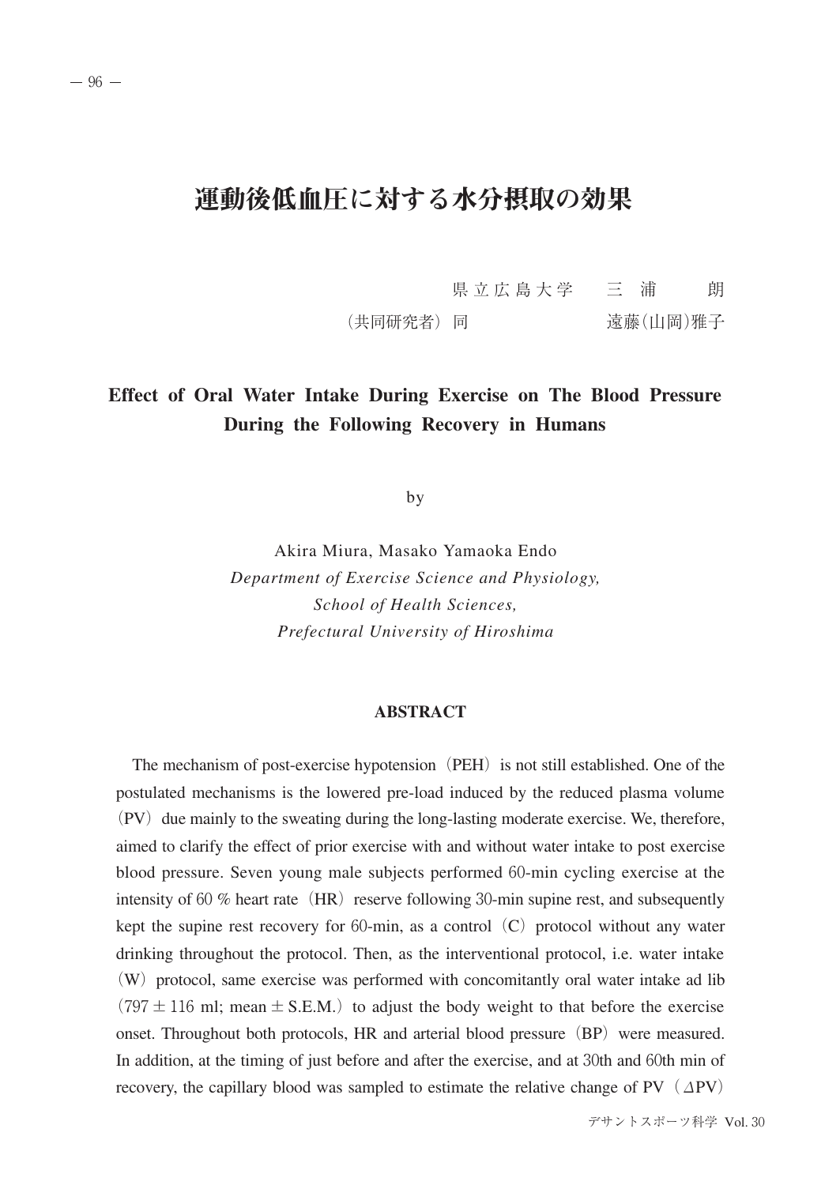# 運動後低血圧に対する水分摂取の効果

県立広島大学　三　浦　　朗

（共同研究者）同　　　　遠藤(山岡)雅子

## Effect of Oral Water Intake During Exercise on The Blood Pressure During the Following Recovery in Humans

by

Akira Miura, Masako Yamaoka Endo

*Department of Exercise Science and Physiology,*
*School of Health Sciences,*
*Prefectural University of Hiroshima*

### ABSTRACT

The mechanism of post-exercise hypotension（PEH）is not still established. One of the postulated mechanisms is the lowered pre-load induced by the reduced plasma volume（PV）due mainly to the sweating during the long-lasting moderate exercise. We, therefore, aimed to clarify the effect of prior exercise with and without water intake to post exercise blood pressure. Seven young male subjects performed 60-min cycling exercise at the intensity of 60 % heart rate（HR）reserve following 30-min supine rest, and subsequently kept the supine rest recovery for 60-min, as a control（C）protocol without any water drinking throughout the protocol. Then, as the interventional protocol, i.e. water intake（W）protocol, same exercise was performed with concomitantly oral water intake ad lib（797 ± 116 ml; mean ± S.E.M.）to adjust the body weight to that before the exercise onset. Throughout both protocols, HR and arterial blood pressure（BP）were measured. In addition, at the timing of just before and after the exercise, and at 30th and 60th min of recovery, the capillary blood was sampled to estimate the relative change of PV（$\Delta$PV）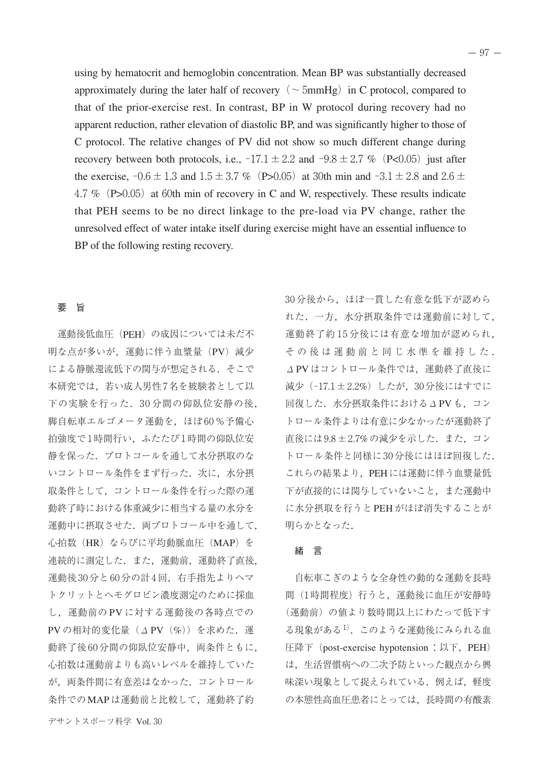using by hematocrit and hemoglobin concentration. Mean BP was substantially decreased approximately during the later half of recovery（~ 5mmHg）in C protocol, compared to that of the prior-exercise rest. In contrast, BP in W protocol during recovery had no apparent reduction, rather elevation of diastolic BP, and was significantly higher to those of C protocol. The relative changes of PV did not show so much different change during recovery between both protocols, i.e., -17.1 ± 2.2 and -9.8 ± 2.7 %（P<0.05）just after the exercise, -0.6 ± 1.3 and 1.5 ± 3.7 %（P>0.05）at 30th min and -3.1 ± 2.8 and 2.6 ± 4.7 %（P>0.05）at 60th min of recovery in C and W, respectively. These results indicate that PEH seems to be no direct linkage to the pre-load via PV change, rather the unresolved effect of water intake itself during exercise might have an essential influence to BP of the following resting recovery.

## 要　旨

運動後低血圧（PEH）の成因については未だ不明な点が多いが，運動に伴う血漿量（PV）減少による静脈還流低下の関与が想定される．そこで本研究では，若い成人男性7名を被験者として以下の実験を行った．30分間の仰臥位安静の後，脚自転車エルゴメータ運動を，ほぼ60％予備心拍強度で1時間行い，ふたたび1時間の仰臥位安静を保った．プロトコールを通して水分摂取のないコントロール条件をまず行った．次に，水分摂取条件として，コントロール条件を行った際の運動終了時における体重減少に相当する量の水分を運動中に摂取させた．両プロトコール中を通して，心拍数（HR）ならびに平均動脈血圧（MAP）を連続的に測定した．また，運動前，運動終了直後，運動後30分と60分の計4回，右手指先よりヘマトクリットとヘモグロビン濃度測定のために採血し，運動前のPVに対する運動後の各時点でのPVの相対的変化量（ΔPV（%））を求めた．運動終了後60分間の仰臥位安静中，両条件ともに，心拍数は運動前よりも高いレベルを維持していたが，両条件間に有意差はなかった．コントロール条件でのMAPは運動前と比較して，運動終了約30分後から，ほぼ一貫した有意な低下が認められた．一方，水分摂取条件では運動前に対して，運動終了約15分後には有意な増加が認められ，その後は運動前と同じ水準を維持した．ΔPVはコントロール条件では，運動終了直後に減少（-17.1 ± 2.2%）したが，30分後にはすでに回復した．水分摂取条件におけるΔPVも，コントロール条件よりは有意に少なかったが運動終了直後には9.8 ± 2.7%の減少を示した．また，コントロール条件と同様に30分後にはほぼ回復した．これらの結果より，PEHには運動に伴う血漿量低下が直接的には関与していないこと，また運動中に水分摂取を行うとPEHがほぼ消失することが明らかとなった．

## 緒　言

自転車こぎのような全身性の動的な運動を長時間（1時間程度）行うと，運動後に血圧が安静時（運動前）の値より数時間以上にわたって低下する現象がある[1]．このような運動後にみられる血圧降下（post-exercise hypotension：以下，PEH）は，生活習慣病への二次予防といった観点から興味深い現象として捉えられている．例えば，軽度の本態性高血圧患者にとっては，長時間の有酸素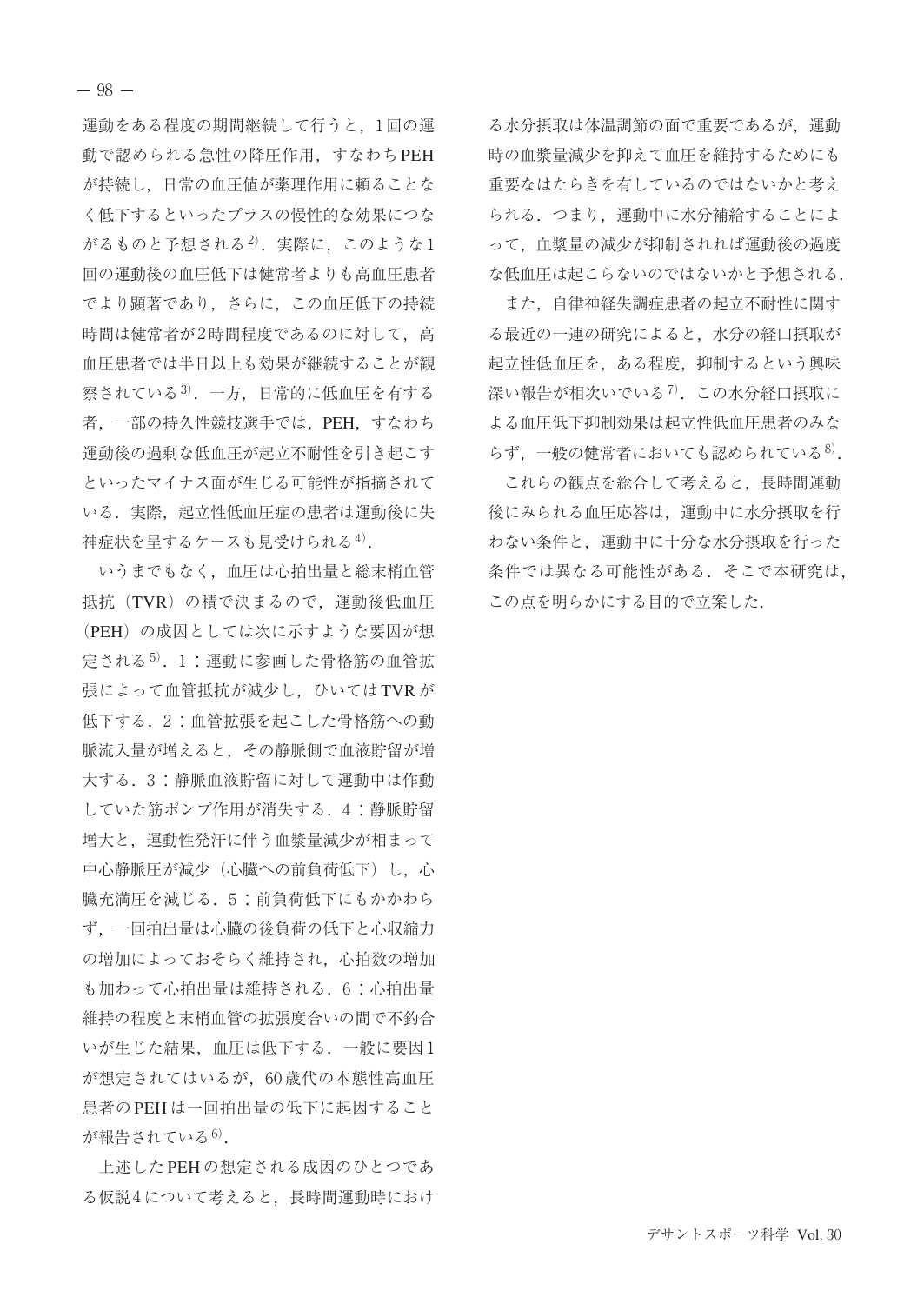運動をある程度の期間継続して行うと，1回の運動で認められる急性の降圧作用，すなわちPEHが持続し，日常の血圧値が薬理作用に頼ることなく低下するといったプラスの慢性的な効果につながるものと予想される[2]．実際に，このような1回の運動後の血圧低下は健常者よりも高血圧患者でより顕著であり，さらに，この血圧低下の持続時間は健常者が2時間程度であるのに対して，高血圧患者では半日以上も効果が継続することが観察されている[3]．一方，日常的に低血圧を有する者，一部の持久性競技選手では，PEH，すなわち運動後の過剰な低血圧が起立不耐性を引き起こすといったマイナス面が生じる可能性が指摘されている．実際，起立性低血圧症の患者は運動後に失神症状を呈するケースも見受けられる[4]．

いうまでもなく，血圧は心拍出量と総末梢血管抵抗（TVR）の積で決まるので，運動後低血圧（PEH）の成因としては次に示すような要因が想定される[5]．1：運動に参画した骨格筋の血管拡張によって血管抵抗が減少し，ひいてはTVRが低下する．2：血管拡張を起こした骨格筋への動脈流入量が増えると，その静脈側で血液貯留が増大する．3：静脈血液貯留に対して運動中は作動していた筋ポンプ作用が消失する．4：静脈貯留増大と，運動性発汗に伴う血漿量減少が相まって中心静脈圧が減少（心臓への前負荷低下）し，心臓充満圧を減じる．5：前負荷低下にもかかわらず，一回拍出量は心臓の後負荷の低下と心収縮力の増加によっておそらく維持され，心拍数の増加も加わって心拍出量は維持される．6：心拍出量維持の程度と末梢血管の拡張度合いの間で不釣合いが生じた結果，血圧は低下する．一般に要因1が想定されてはいるが，60歳代の本態性高血圧患者のPEHは一回拍出量の低下に起因することが報告されている[6]．

上述したPEHの想定される成因のひとつである仮説4について考えると，長時間運動時における水分摂取は体温調節の面で重要であるが，運動時の血漿量減少を抑えて血圧を維持するためにも重要なはたらきを有しているのではないかと考えられる．つまり，運動中に水分補給することによって，血漿量の減少が抑制されれば運動後の過度な低血圧は起こらないのではないかと予想される．

また，自律神経失調症患者の起立不耐性に関する最近の一連の研究によると，水分の経口摂取が起立性低血圧を，ある程度，抑制するという興味深い報告が相次いでいる[7]．この水分経口摂取による血圧低下抑制効果は起立性低血圧患者のみならず，一般の健常者においても認められている[8]．

これらの観点を総合して考えると，長時間運動後にみられる血圧応答は，運動中に水分摂取を行わない条件と，運動中に十分な水分摂取を行った条件では異なる可能性がある．そこで本研究は，この点を明らかにする目的で立案した．